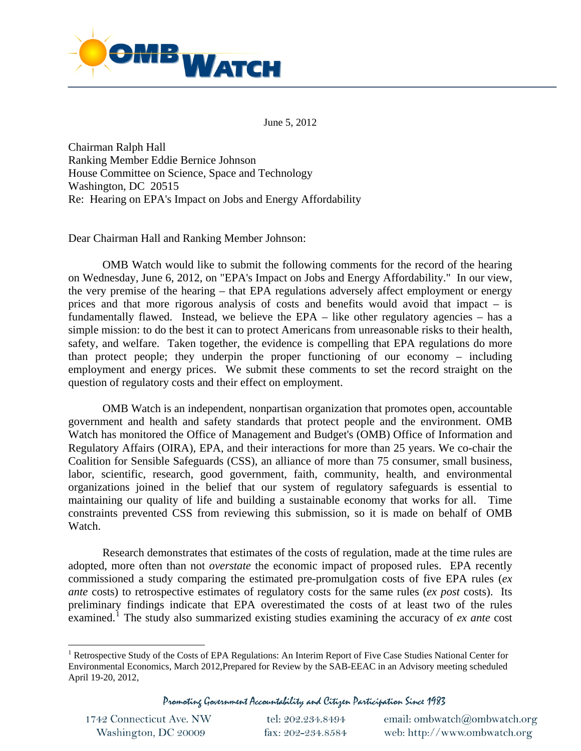June 5, 2012

Chairman Ralph Hall
Ranking Member Eddie Bernice Johnson
House Committee on Science, Space and Technology
Washington, DC 20515
Re: Hearing on EPA's Impact on Jobs and Energy Affordability

Dear Chairman Hall and Ranking Member Johnson:

OMB Watch would like to submit the following comments for the record of the hearing on Wednesday, June 6, 2012, on "EPA's Impact on Jobs and Energy Affordability." In our view, the very premise of the hearing – that EPA regulations adversely affect employment or energy prices and that more rigorous analysis of costs and benefits would avoid that impact – is fundamentally flawed. Instead, we believe the EPA – like other regulatory agencies – has a simple mission: to do the best it can to protect Americans from unreasonable risks to their health, safety, and welfare. Taken together, the evidence is compelling that EPA regulations do more than protect people; they underpin the proper functioning of our economy – including employment and energy prices. We submit these comments to set the record straight on the question of regulatory costs and their effect on employment.

OMB Watch is an independent, nonpartisan organization that promotes open, accountable government and health and safety standards that protect people and the environment. OMB Watch has monitored the Office of Management and Budget's (OMB) Office of Information and Regulatory Affairs (OIRA), EPA, and their interactions for more than 25 years. We co-chair the Coalition for Sensible Safeguards (CSS), an alliance of more than 75 consumer, small business, labor, scientific, research, good government, faith, community, health, and environmental organizations joined in the belief that our system of regulatory safeguards is essential to maintaining our quality of life and building a sustainable economy that works for all. Time constraints prevented CSS from reviewing this submission, so it is made on behalf of OMB Watch.

Research demonstrates that estimates of the costs of regulation, made at the time rules are adopted, more often than not *overstate* the economic impact of proposed rules. EPA recently commissioned a study comparing the estimated pre-promulgation costs of five EPA rules (*ex ante* costs) to retrospective estimates of regulatory costs for the same rules (*ex post* costs). Its preliminary findings indicate that EPA overestimated the costs of at least two of the rules examined.[1] The study also summarized existing studies examining the accuracy of *ex ante* cost

[1] Retrospective Study of the Costs of EPA Regulations: An Interim Report of Five Case Studies National Center for Environmental Economics, March 2012,Prepared for Review by the SAB-EEAC in an Advisory meeting scheduled April 19-20, 2012,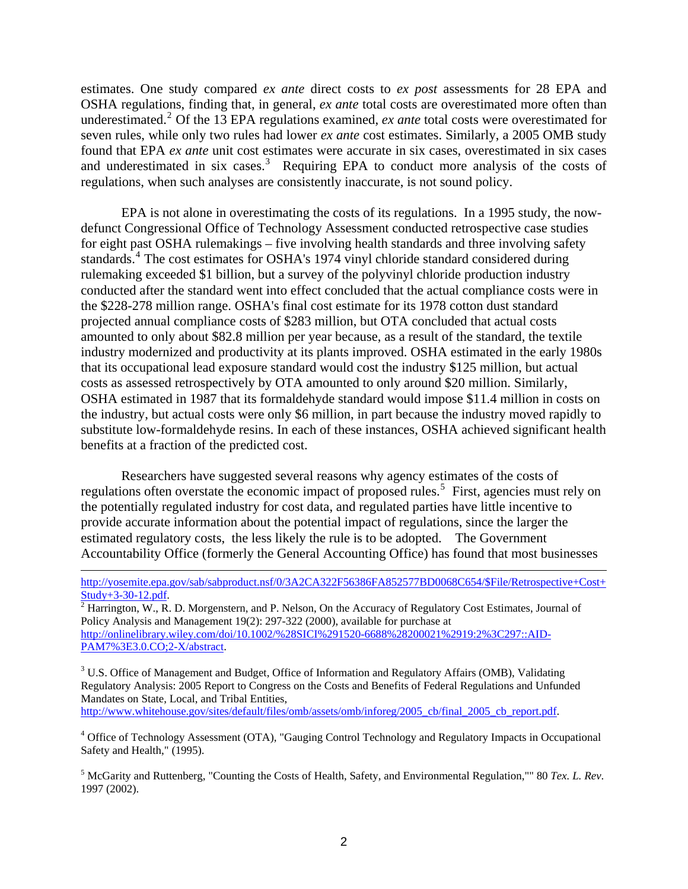estimates. One study compared *ex ante* direct costs to *ex post* assessments for 28 EPA and OSHA regulations, finding that, in general, *ex ante* total costs are overestimated more often than underestimated.[2] Of the 13 EPA regulations examined, *ex ante* total costs were overestimated for seven rules, while only two rules had lower *ex ante* cost estimates. Similarly, a 2005 OMB study found that EPA *ex ante* unit cost estimates were accurate in six cases, overestimated in six cases and underestimated in six cases.[3] Requiring EPA to conduct more analysis of the costs of regulations, when such analyses are consistently inaccurate, is not sound policy.

EPA is not alone in overestimating the costs of its regulations. In a 1995 study, the now-defunct Congressional Office of Technology Assessment conducted retrospective case studies for eight past OSHA rulemakings – five involving health standards and three involving safety standards.[4] The cost estimates for OSHA's 1974 vinyl chloride standard considered during rulemaking exceeded $1 billion, but a survey of the polyvinyl chloride production industry conducted after the standard went into effect concluded that the actual compliance costs were in the $228-278 million range. OSHA's final cost estimate for its 1978 cotton dust standard projected annual compliance costs of $283 million, but OTA concluded that actual costs amounted to only about $82.8 million per year because, as a result of the standard, the textile industry modernized and productivity at its plants improved. OSHA estimated in the early 1980s that its occupational lead exposure standard would cost the industry $125 million, but actual costs as assessed retrospectively by OTA amounted to only around $20 million. Similarly, OSHA estimated in 1987 that its formaldehyde standard would impose $11.4 million in costs on the industry, but actual costs were only $6 million, in part because the industry moved rapidly to substitute low-formaldehyde resins. In each of these instances, OSHA achieved significant health benefits at a fraction of the predicted cost.

Researchers have suggested several reasons why agency estimates of the costs of regulations often overstate the economic impact of proposed rules.[5] First, agencies must rely on the potentially regulated industry for cost data, and regulated parties have little incentive to provide accurate information about the potential impact of regulations, since the larger the estimated regulatory costs, the less likely the rule is to be adopted. The Government Accountability Office (formerly the General Accounting Office) has found that most businesses

---

http://yosemite.epa.gov/sab/sabproduct.nsf/0/3A2CA322F56386FA852577BD0068C654/$File/Retrospective+Cost+Study+3-30-12.pdf.

[2] Harrington, W., R. D. Morgenstern, and P. Nelson, On the Accuracy of Regulatory Cost Estimates, Journal of Policy Analysis and Management 19(2): 297-322 (2000), available for purchase at http://onlinelibrary.wiley.com/doi/10.1002/%28SICI%291520-6688%28200021%2919:2%3C297::AID-PAM7%3E3.0.CO;2-X/abstract.

[3] U.S. Office of Management and Budget, Office of Information and Regulatory Affairs (OMB), Validating Regulatory Analysis: 2005 Report to Congress on the Costs and Benefits of Federal Regulations and Unfunded Mandates on State, Local, and Tribal Entities, http://www.whitehouse.gov/sites/default/files/omb/assets/omb/inforeg/2005_cb/final_2005_cb_report.pdf.

[4] Office of Technology Assessment (OTA), "Gauging Control Technology and Regulatory Impacts in Occupational Safety and Health," (1995).

[5] McGarity and Ruttenberg, "Counting the Costs of Health, Safety, and Environmental Regulation,"" 80 *Tex. L. Rev.* 1997 (2002).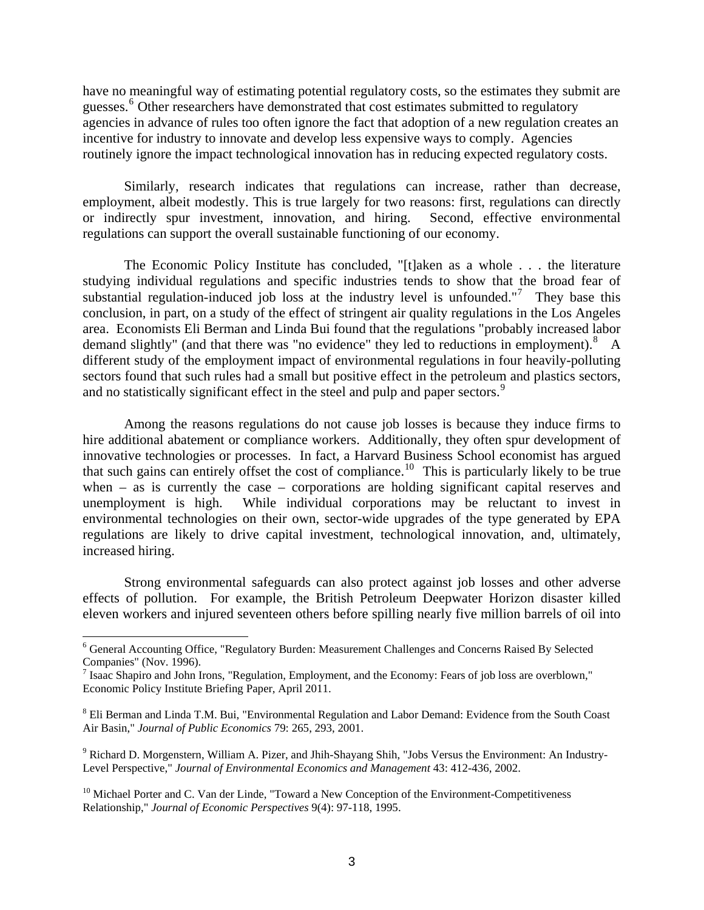have no meaningful way of estimating potential regulatory costs, so the estimates they submit are guesses.[6] Other researchers have demonstrated that cost estimates submitted to regulatory agencies in advance of rules too often ignore the fact that adoption of a new regulation creates an incentive for industry to innovate and develop less expensive ways to comply. Agencies routinely ignore the impact technological innovation has in reducing expected regulatory costs.

Similarly, research indicates that regulations can increase, rather than decrease, employment, albeit modestly. This is true largely for two reasons: first, regulations can directly or indirectly spur investment, innovation, and hiring. Second, effective environmental regulations can support the overall sustainable functioning of our economy.

The Economic Policy Institute has concluded, "[t]aken as a whole . . . the literature studying individual regulations and specific industries tends to show that the broad fear of substantial regulation-induced job loss at the industry level is unfounded."[7] They base this conclusion, in part, on a study of the effect of stringent air quality regulations in the Los Angeles area. Economists Eli Berman and Linda Bui found that the regulations "probably increased labor demand slightly" (and that there was "no evidence" they led to reductions in employment).[8] A different study of the employment impact of environmental regulations in four heavily-polluting sectors found that such rules had a small but positive effect in the petroleum and plastics sectors, and no statistically significant effect in the steel and pulp and paper sectors.[9]

Among the reasons regulations do not cause job losses is because they induce firms to hire additional abatement or compliance workers. Additionally, they often spur development of innovative technologies or processes. In fact, a Harvard Business School economist has argued that such gains can entirely offset the cost of compliance.[10] This is particularly likely to be true when – as is currently the case – corporations are holding significant capital reserves and unemployment is high. While individual corporations may be reluctant to invest in environmental technologies on their own, sector-wide upgrades of the type generated by EPA regulations are likely to drive capital investment, technological innovation, and, ultimately, increased hiring.

Strong environmental safeguards can also protect against job losses and other adverse effects of pollution. For example, the British Petroleum Deepwater Horizon disaster killed eleven workers and injured seventeen others before spilling nearly five million barrels of oil into

---

[6] General Accounting Office, "Regulatory Burden: Measurement Challenges and Concerns Raised By Selected Companies" (Nov. 1996).

[7] Isaac Shapiro and John Irons, "Regulation, Employment, and the Economy: Fears of job loss are overblown," Economic Policy Institute Briefing Paper, April 2011.

[8] Eli Berman and Linda T.M. Bui, "Environmental Regulation and Labor Demand: Evidence from the South Coast Air Basin," *Journal of Public Economics* 79: 265, 293, 2001.

[9] Richard D. Morgenstern, William A. Pizer, and Jhih-Shayang Shih, "Jobs Versus the Environment: An Industry-Level Perspective," *Journal of Environmental Economics and Management* 43: 412-436, 2002.

[10] Michael Porter and C. Van der Linde, "Toward a New Conception of the Environment-Competitiveness Relationship," *Journal of Economic Perspectives* 9(4): 97-118, 1995.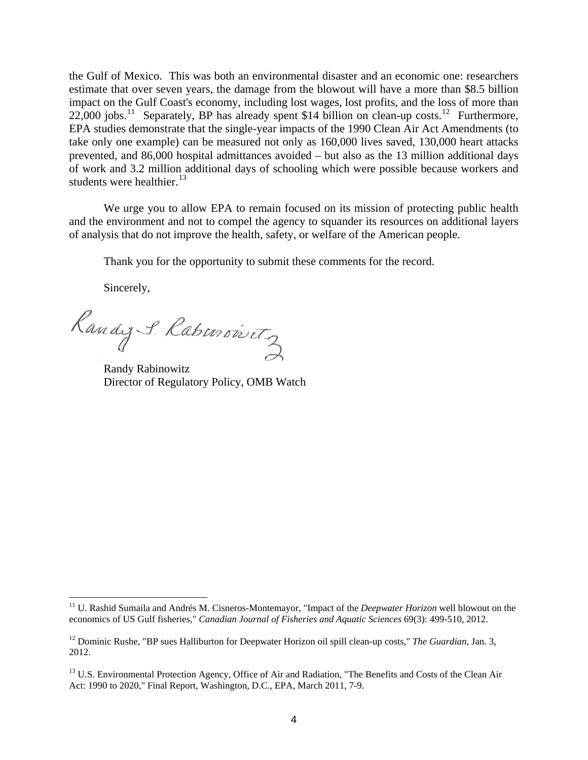the Gulf of Mexico. This was both an environmental disaster and an economic one: researchers estimate that over seven years, the damage from the blowout will have a more than $8.5 billion impact on the Gulf Coast's economy, including lost wages, lost profits, and the loss of more than 22,000 jobs.[11] Separately, BP has already spent $14 billion on clean-up costs.[12] Furthermore, EPA studies demonstrate that the single-year impacts of the 1990 Clean Air Act Amendments (to take only one example) can be measured not only as 160,000 lives saved, 130,000 heart attacks prevented, and 86,000 hospital admittances avoided – but also as the 13 million additional days of work and 3.2 million additional days of schooling which were possible because workers and students were healthier.[13]

We urge you to allow EPA to remain focused on its mission of protecting public health and the environment and not to compel the agency to squander its resources on additional layers of analysis that do not improve the health, safety, or welfare of the American people.

Thank you for the opportunity to submit these comments for the record.

Sincerely,

Randy S. Rabinowitz

Randy Rabinowitz
Director of Regulatory Policy, OMB Watch

---

[11] U. Rashid Sumaila and Andrés M. Cisneros-Montemayor, "Impact of the *Deepwater Horizon* well blowout on the economics of US Gulf fisheries," *Canadian Journal of Fisheries and Aquatic Sciences* 69(3): 499-510, 2012.

[12] Dominic Rushe, "BP sues Halliburton for Deepwater Horizon oil spill clean-up costs," *The Guardian*, Jan. 3, 2012.

[13] U.S. Environmental Protection Agency, Office of Air and Radiation, "The Benefits and Costs of the Clean Air Act: 1990 to 2020," Final Report, Washington, D.C., EPA, March 2011, 7-9.